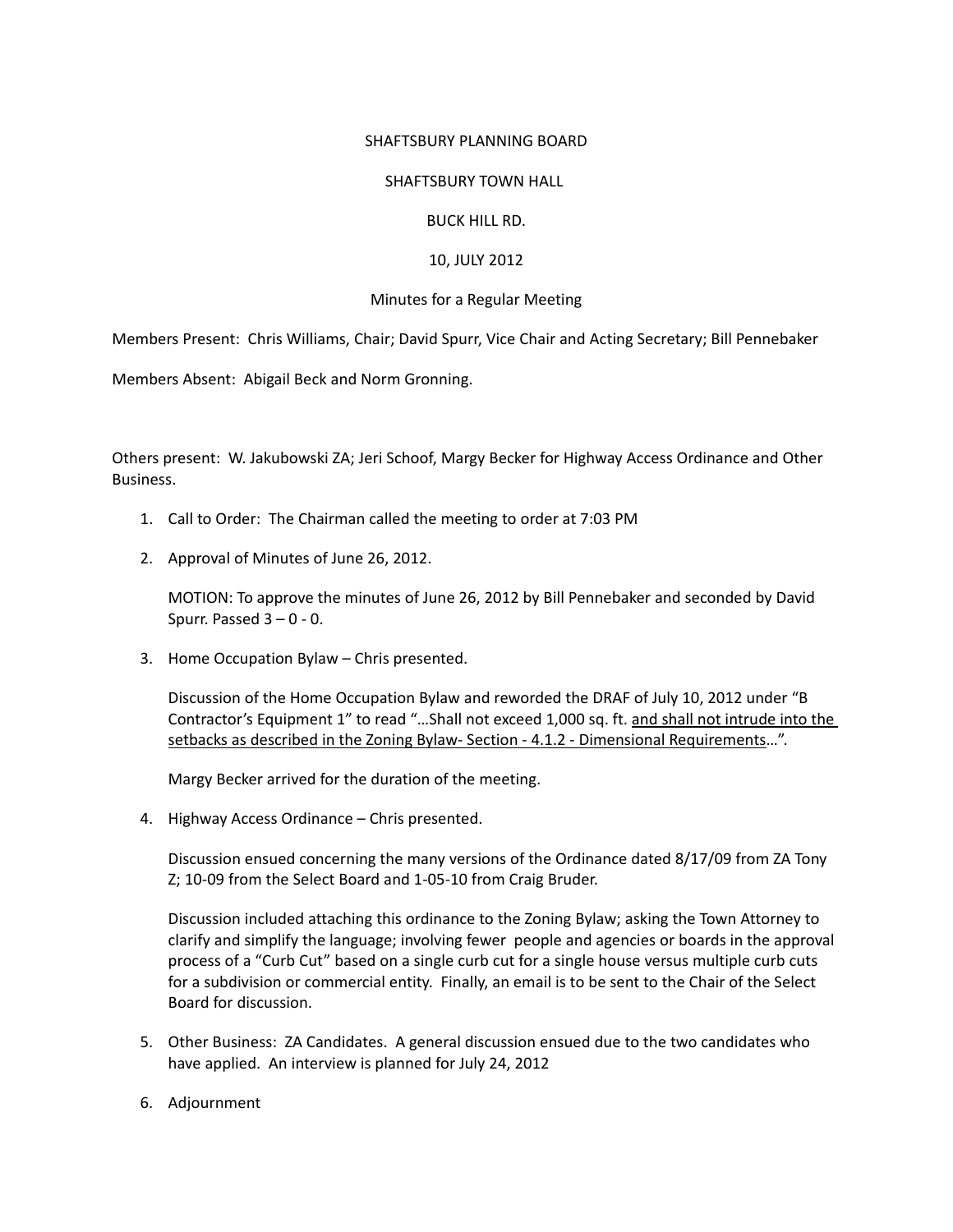SHAFTSBURY PLANNING BOARD

SHAFTSBURY TOWN HALL

BUCK HILL RD.

10, JULY 2012

Minutes for a Regular Meeting

Members Present: Chris Williams, Chair; David Spurr, Vice Chair and Acting Secretary; Bill Pennebaker

Members Absent: Abigail Beck and Norm Gronning.

Others present: W. Jakubowski ZA; Jeri Schoof, Margy Becker for Highway Access Ordinance and Other Business.

1. Call to Order: The Chairman called the meeting to order at 7:03 PM

2. Approval of Minutes of June 26, 2012.

   MOTION: To approve the minutes of June 26, 2012 by Bill Pennebaker and seconded by David Spurr. Passed 3 – 0 - 0.

3. Home Occupation Bylaw – Chris presented.

   Discussion of the Home Occupation Bylaw and reworded the DRAF of July 10, 2012 under "B Contractor's Equipment 1" to read "…Shall not exceed 1,000 sq. ft. <u>and shall not intrude into the setbacks as described in the Zoning Bylaw- Section - 4.1.2 - Dimensional Requirements</u>…".

   Margy Becker arrived for the duration of the meeting.

4. Highway Access Ordinance – Chris presented.

   Discussion ensued concerning the many versions of the Ordinance dated 8/17/09 from ZA Tony Z; 10-09 from the Select Board and 1-05-10 from Craig Bruder.

   Discussion included attaching this ordinance to the Zoning Bylaw; asking the Town Attorney to clarify and simplify the language; involving fewer people and agencies or boards in the approval process of a "Curb Cut" based on a single curb cut for a single house versus multiple curb cuts for a subdivision or commercial entity. Finally, an email is to be sent to the Chair of the Select Board for discussion.

5. Other Business: ZA Candidates. A general discussion ensued due to the two candidates who have applied. An interview is planned for July 24, 2012

6. Adjournment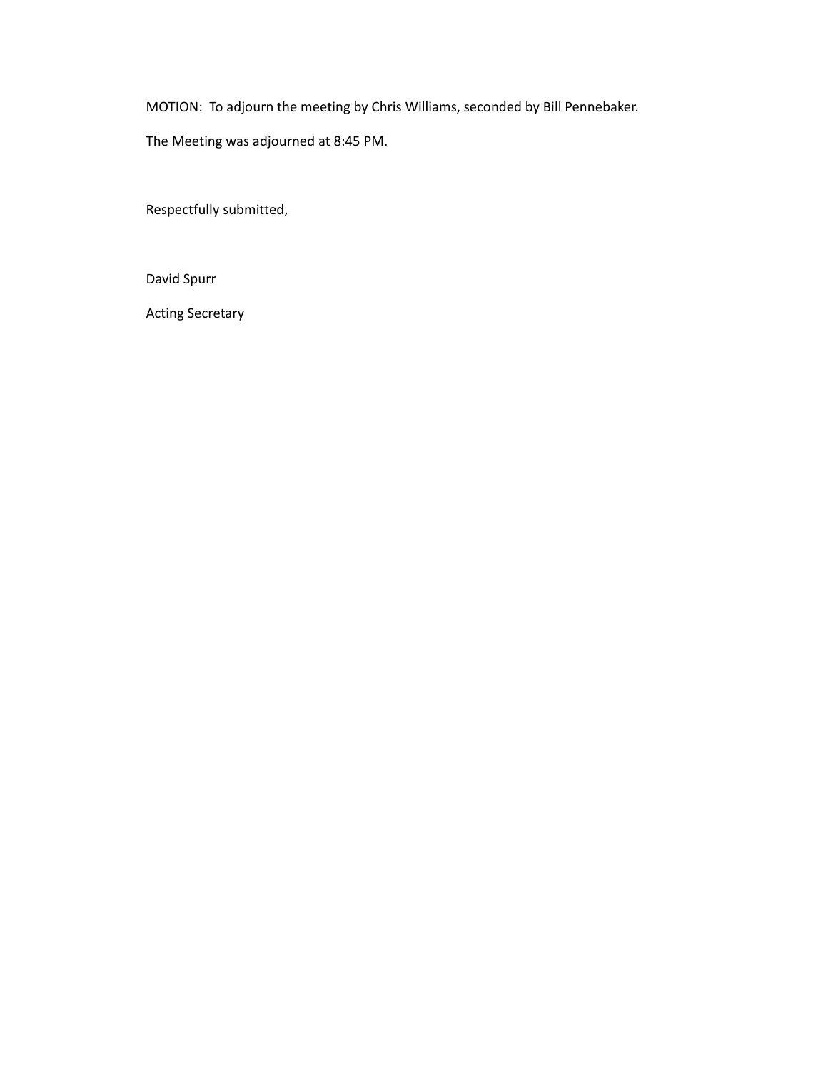MOTION: To adjourn the meeting by Chris Williams, seconded by Bill Pennebaker.

The Meeting was adjourned at 8:45 PM.

Respectfully submitted,

David Spurr

Acting Secretary